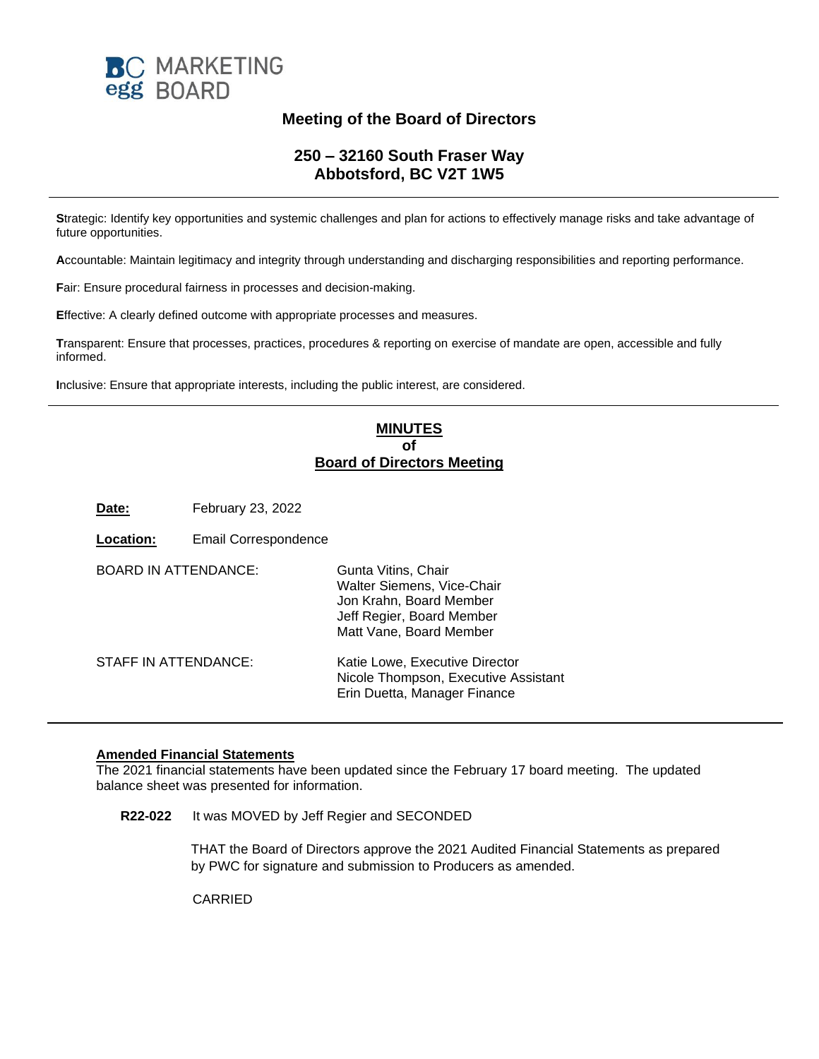BC egg MARKETING BOARD

# Meeting of the Board of Directors

## 250 – 32160 South Fraser Way
## Abbotsford, BC V2T 1W5

---

**S**trategic: Identify key opportunities and systemic challenges and plan for actions to effectively manage risks and take advantage of future opportunities.

**A**ccountable: Maintain legitimacy and integrity through understanding and discharging responsibilities and reporting performance.

**F**air: Ensure procedural fairness in processes and decision-making.

**E**ffective: A clearly defined outcome with appropriate processes and measures.

**T**ransparent: Ensure that processes, practices, procedures & reporting on exercise of mandate are open, accessible and fully informed.

**I**nclusive: Ensure that appropriate interests, including the public interest, are considered.

---

**MINUTES**
**of**
**Board of Directors Meeting**

**Date:** February 23, 2022

**Location:** Email Correspondence

BOARD IN ATTENDANCE:
Gunta Vitins, Chair
Walter Siemens, Vice-Chair
Jon Krahn, Board Member
Jeff Regier, Board Member
Matt Vane, Board Member

STAFF IN ATTENDANCE:
Katie Lowe, Executive Director
Nicole Thompson, Executive Assistant
Erin Duetta, Manager Finance

---

**Amended Financial Statements**

The 2021 financial statements have been updated since the February 17 board meeting. The updated balance sheet was presented for information.

**R22-022** It was MOVED by Jeff Regier and SECONDED

THAT the Board of Directors approve the 2021 Audited Financial Statements as prepared by PWC for signature and submission to Producers as amended.

CARRIED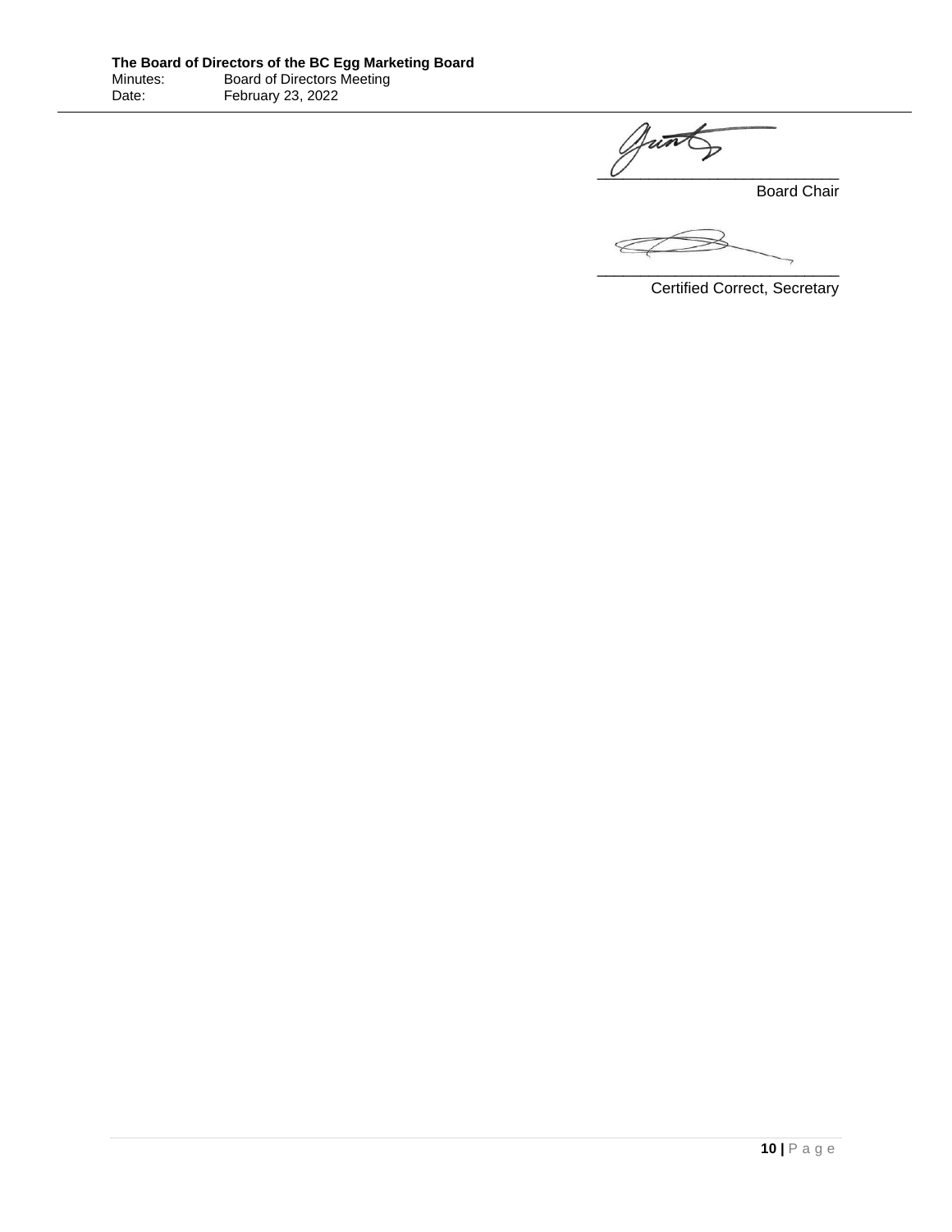\_\_\_\_\_\_\_\_\_\_\_\_\_\_\_\_\_\_\_\_\_\_\_\_\_\_\_\_

Board Chair

\_\_\_\_\_\_\_\_\_\_\_\_\_\_\_\_\_\_\_\_\_\_\_\_\_\_\_\_

Certified Correct, Secretary